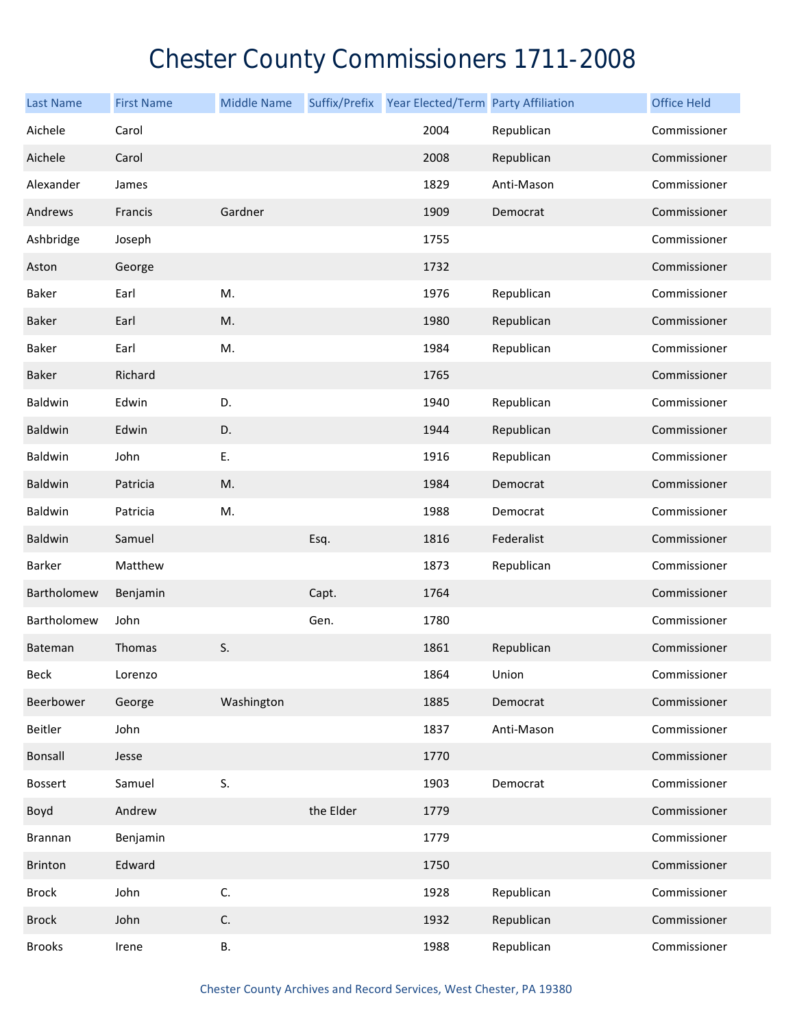# Chester County Commissioners 1711-2008

| Last Name | First Name | Middle Name | Suffix/Prefix | Year Elected/Term | Party Affiliation | Office Held |
|---|---|---|---|---|---|---|
| Aichele | Carol | | | 2004 | Republican | Commissioner |
| Aichele | Carol | | | 2008 | Republican | Commissioner |
| Alexander | James | | | 1829 | Anti-Mason | Commissioner |
| Andrews | Francis | Gardner | | 1909 | Democrat | Commissioner |
| Ashbridge | Joseph | | | 1755 | | Commissioner |
| Aston | George | | | 1732 | | Commissioner |
| Baker | Earl | M. | | 1976 | Republican | Commissioner |
| Baker | Earl | M. | | 1980 | Republican | Commissioner |
| Baker | Earl | M. | | 1984 | Republican | Commissioner |
| Baker | Richard | | | 1765 | | Commissioner |
| Baldwin | Edwin | D. | | 1940 | Republican | Commissioner |
| Baldwin | Edwin | D. | | 1944 | Republican | Commissioner |
| Baldwin | John | E. | | 1916 | Republican | Commissioner |
| Baldwin | Patricia | M. | | 1984 | Democrat | Commissioner |
| Baldwin | Patricia | M. | | 1988 | Democrat | Commissioner |
| Baldwin | Samuel | | Esq. | 1816 | Federalist | Commissioner |
| Barker | Matthew | | | 1873 | Republican | Commissioner |
| Bartholomew | Benjamin | | Capt. | 1764 | | Commissioner |
| Bartholomew | John | | Gen. | 1780 | | Commissioner |
| Bateman | Thomas | S. | | 1861 | Republican | Commissioner |
| Beck | Lorenzo | | | 1864 | Union | Commissioner |
| Beerbower | George | Washington | | 1885 | Democrat | Commissioner |
| Beitler | John | | | 1837 | Anti-Mason | Commissioner |
| Bonsall | Jesse | | | 1770 | | Commissioner |
| Bossert | Samuel | S. | | 1903 | Democrat | Commissioner |
| Boyd | Andrew | | the Elder | 1779 | | Commissioner |
| Brannan | Benjamin | | | 1779 | | Commissioner |
| Brinton | Edward | | | 1750 | | Commissioner |
| Brock | John | C. | | 1928 | Republican | Commissioner |
| Brock | John | C. | | 1932 | Republican | Commissioner |
| Brooks | Irene | B. | | 1988 | Republican | Commissioner |

Chester County Archives and Record Services, West Chester, PA 19380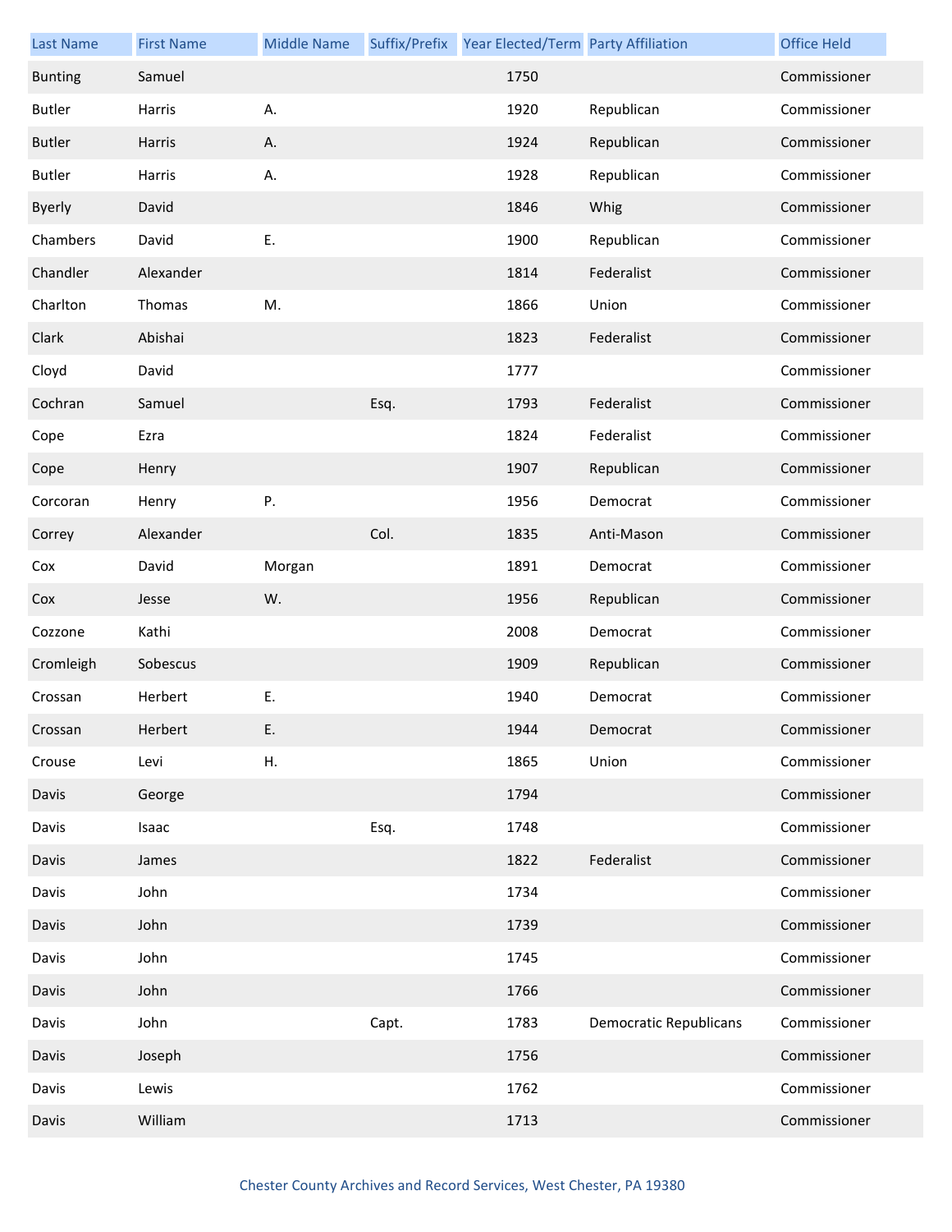| Last Name | First Name | Middle Name | Suffix/Prefix | Year Elected/Term | Party Affiliation | Office Held |
|---|---|---|---|---|---|---|
| Bunting | Samuel | | | 1750 | | Commissioner |
| Butler | Harris | A. | | 1920 | Republican | Commissioner |
| Butler | Harris | A. | | 1924 | Republican | Commissioner |
| Butler | Harris | A. | | 1928 | Republican | Commissioner |
| Byerly | David | | | 1846 | Whig | Commissioner |
| Chambers | David | E. | | 1900 | Republican | Commissioner |
| Chandler | Alexander | | | 1814 | Federalist | Commissioner |
| Charlton | Thomas | M. | | 1866 | Union | Commissioner |
| Clark | Abishai | | | 1823 | Federalist | Commissioner |
| Cloyd | David | | | 1777 | | Commissioner |
| Cochran | Samuel | | Esq. | 1793 | Federalist | Commissioner |
| Cope | Ezra | | | 1824 | Federalist | Commissioner |
| Cope | Henry | | | 1907 | Republican | Commissioner |
| Corcoran | Henry | P. | | 1956 | Democrat | Commissioner |
| Correy | Alexander | | Col. | 1835 | Anti-Mason | Commissioner |
| Cox | David | Morgan | | 1891 | Democrat | Commissioner |
| Cox | Jesse | W. | | 1956 | Republican | Commissioner |
| Cozzone | Kathi | | | 2008 | Democrat | Commissioner |
| Cromleigh | Sobescus | | | 1909 | Republican | Commissioner |
| Crossan | Herbert | E. | | 1940 | Democrat | Commissioner |
| Crossan | Herbert | E. | | 1944 | Democrat | Commissioner |
| Crouse | Levi | H. | | 1865 | Union | Commissioner |
| Davis | George | | | 1794 | | Commissioner |
| Davis | Isaac | | Esq. | 1748 | | Commissioner |
| Davis | James | | | 1822 | Federalist | Commissioner |
| Davis | John | | | 1734 | | Commissioner |
| Davis | John | | | 1739 | | Commissioner |
| Davis | John | | | 1745 | | Commissioner |
| Davis | John | | | 1766 | | Commissioner |
| Davis | John | | Capt. | 1783 | Democratic Republicans | Commissioner |
| Davis | Joseph | | | 1756 | | Commissioner |
| Davis | Lewis | | | 1762 | | Commissioner |
| Davis | William | | | 1713 | | Commissioner |

Chester County Archives and Record Services, West Chester, PA 19380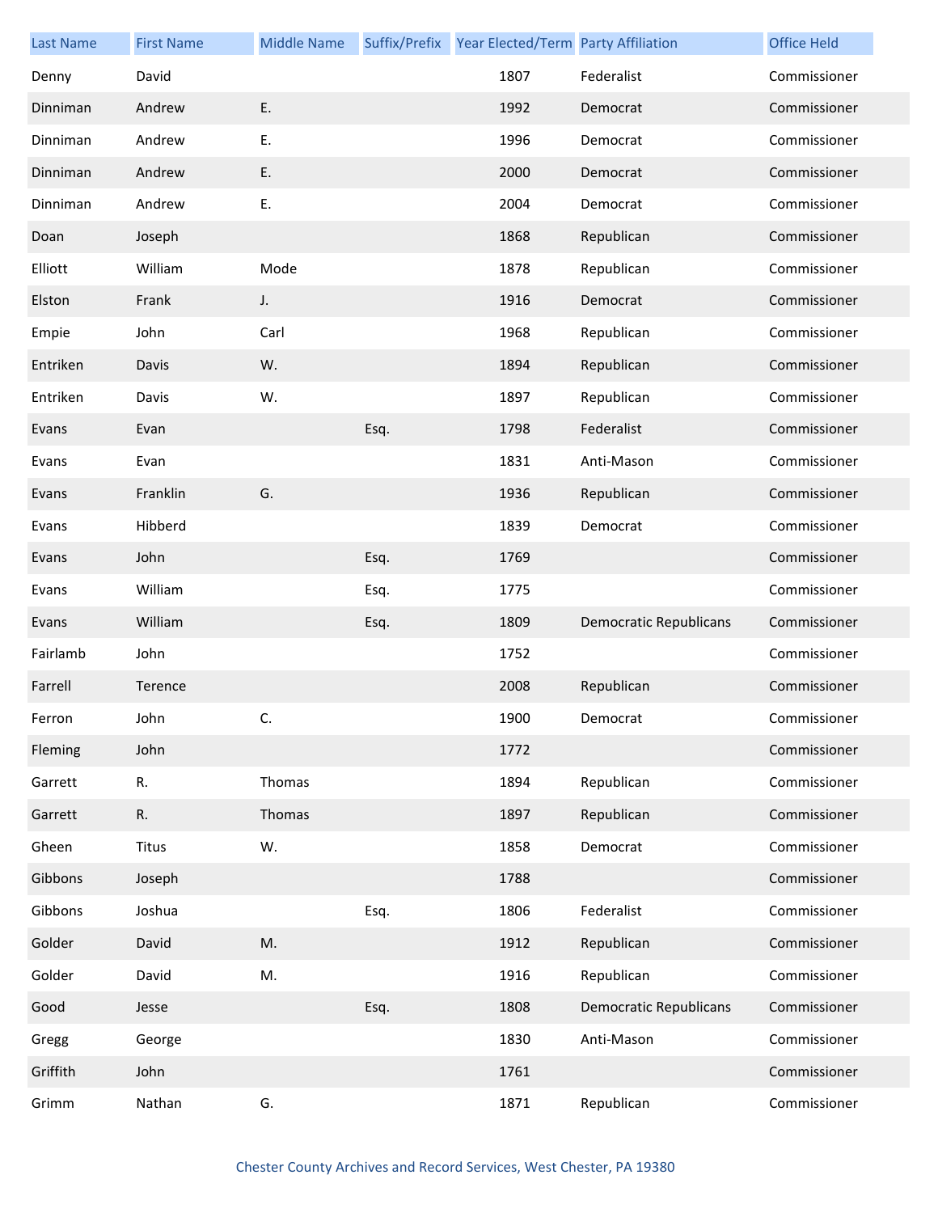| Last Name | First Name | Middle Name | Suffix/Prefix | Year Elected/Term | Party Affiliation | Office Held |
|---|---|---|---|---|---|---|
| Denny | David | | | 1807 | Federalist | Commissioner |
| Dinniman | Andrew | E. | | 1992 | Democrat | Commissioner |
| Dinniman | Andrew | E. | | 1996 | Democrat | Commissioner |
| Dinniman | Andrew | E. | | 2000 | Democrat | Commissioner |
| Dinniman | Andrew | E. | | 2004 | Democrat | Commissioner |
| Doan | Joseph | | | 1868 | Republican | Commissioner |
| Elliott | William | Mode | | 1878 | Republican | Commissioner |
| Elston | Frank | J. | | 1916 | Democrat | Commissioner |
| Empie | John | Carl | | 1968 | Republican | Commissioner |
| Entriken | Davis | W. | | 1894 | Republican | Commissioner |
| Entriken | Davis | W. | | 1897 | Republican | Commissioner |
| Evans | Evan | | Esq. | 1798 | Federalist | Commissioner |
| Evans | Evan | | | 1831 | Anti-Mason | Commissioner |
| Evans | Franklin | G. | | 1936 | Republican | Commissioner |
| Evans | Hibberd | | | 1839 | Democrat | Commissioner |
| Evans | John | | Esq. | 1769 | | Commissioner |
| Evans | William | | Esq. | 1775 | | Commissioner |
| Evans | William | | Esq. | 1809 | Democratic Republicans | Commissioner |
| Fairlamb | John | | | 1752 | | Commissioner |
| Farrell | Terence | | | 2008 | Republican | Commissioner |
| Ferron | John | C. | | 1900 | Democrat | Commissioner |
| Fleming | John | | | 1772 | | Commissioner |
| Garrett | R. | Thomas | | 1894 | Republican | Commissioner |
| Garrett | R. | Thomas | | 1897 | Republican | Commissioner |
| Gheen | Titus | W. | | 1858 | Democrat | Commissioner |
| Gibbons | Joseph | | | 1788 | | Commissioner |
| Gibbons | Joshua | | Esq. | 1806 | Federalist | Commissioner |
| Golder | David | M. | | 1912 | Republican | Commissioner |
| Golder | David | M. | | 1916 | Republican | Commissioner |
| Good | Jesse | | Esq. | 1808 | Democratic Republicans | Commissioner |
| Gregg | George | | | 1830 | Anti-Mason | Commissioner |
| Griffith | John | | | 1761 | | Commissioner |
| Grimm | Nathan | G. | | 1871 | Republican | Commissioner |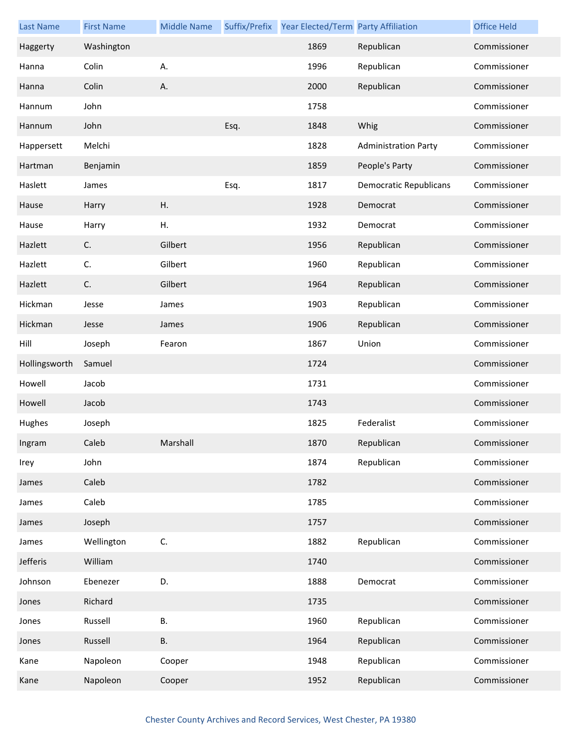| Last Name | First Name | Middle Name | Suffix/Prefix | Year Elected/Term | Party Affiliation | Office Held |
|---|---|---|---|---|---|---|
| Haggerty | Washington | | | 1869 | Republican | Commissioner |
| Hanna | Colin | A. | | 1996 | Republican | Commissioner |
| Hanna | Colin | A. | | 2000 | Republican | Commissioner |
| Hannum | John | | | 1758 | | Commissioner |
| Hannum | John | | Esq. | 1848 | Whig | Commissioner |
| Happersett | Melchi | | | 1828 | Administration Party | Commissioner |
| Hartman | Benjamin | | | 1859 | People's Party | Commissioner |
| Haslett | James | | Esq. | 1817 | Democratic Republicans | Commissioner |
| Hause | Harry | H. | | 1928 | Democrat | Commissioner |
| Hause | Harry | H. | | 1932 | Democrat | Commissioner |
| Hazlett | C. | Gilbert | | 1956 | Republican | Commissioner |
| Hazlett | C. | Gilbert | | 1960 | Republican | Commissioner |
| Hazlett | C. | Gilbert | | 1964 | Republican | Commissioner |
| Hickman | Jesse | James | | 1903 | Republican | Commissioner |
| Hickman | Jesse | James | | 1906 | Republican | Commissioner |
| Hill | Joseph | Fearon | | 1867 | Union | Commissioner |
| Hollingsworth | Samuel | | | 1724 | | Commissioner |
| Howell | Jacob | | | 1731 | | Commissioner |
| Howell | Jacob | | | 1743 | | Commissioner |
| Hughes | Joseph | | | 1825 | Federalist | Commissioner |
| Ingram | Caleb | Marshall | | 1870 | Republican | Commissioner |
| Irey | John | | | 1874 | Republican | Commissioner |
| James | Caleb | | | 1782 | | Commissioner |
| James | Caleb | | | 1785 | | Commissioner |
| James | Joseph | | | 1757 | | Commissioner |
| James | Wellington | C. | | 1882 | Republican | Commissioner |
| Jefferis | William | | | 1740 | | Commissioner |
| Johnson | Ebenezer | D. | | 1888 | Democrat | Commissioner |
| Jones | Richard | | | 1735 | | Commissioner |
| Jones | Russell | B. | | 1960 | Republican | Commissioner |
| Jones | Russell | B. | | 1964 | Republican | Commissioner |
| Kane | Napoleon | Cooper | | 1948 | Republican | Commissioner |
| Kane | Napoleon | Cooper | | 1952 | Republican | Commissioner |

Chester County Archives and Record Services, West Chester, PA 19380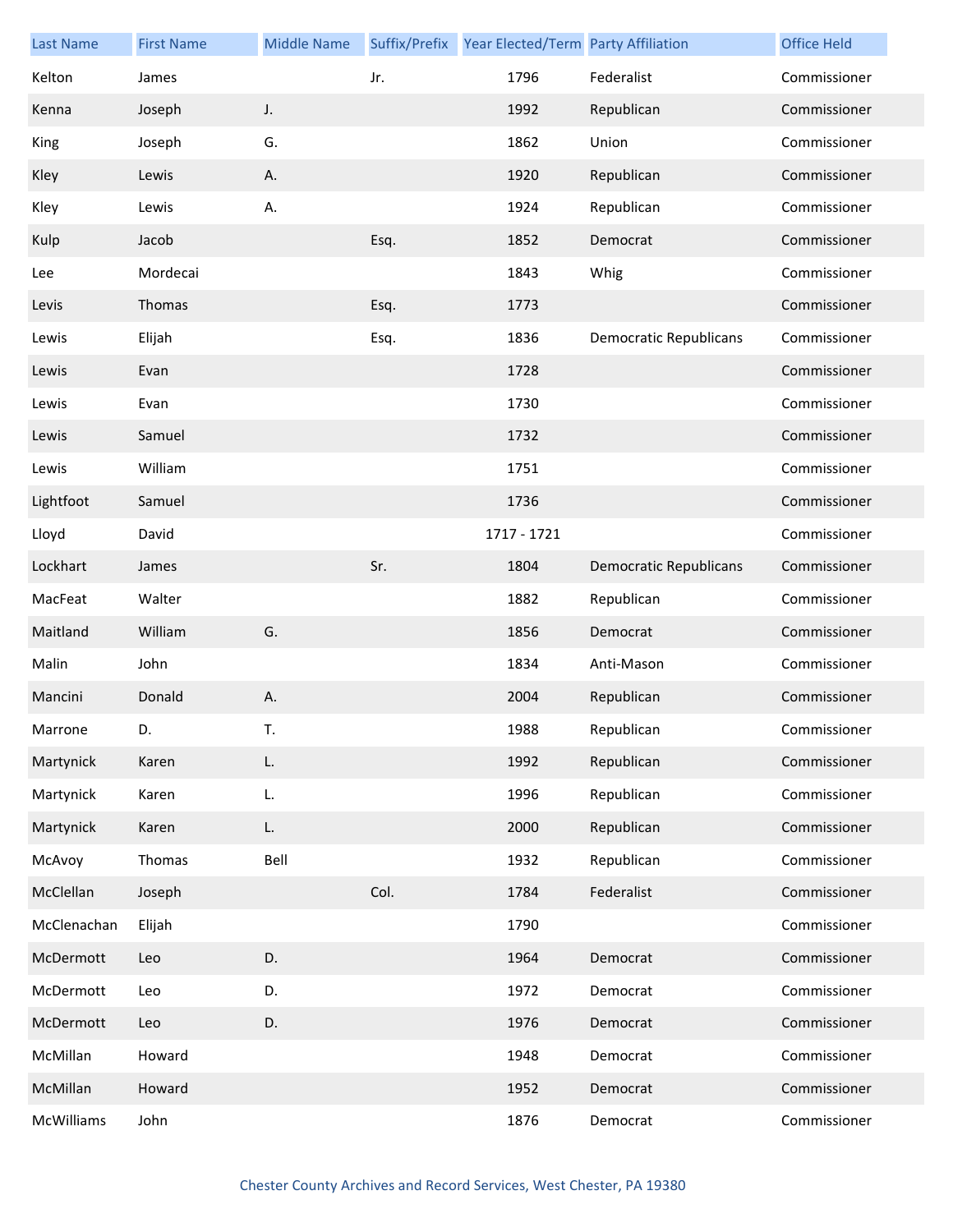| Last Name | First Name | Middle Name | Suffix/Prefix | Year Elected/Term | Party Affiliation | Office Held |
|---|---|---|---|---|---|---|
| Kelton | James | | Jr. | 1796 | Federalist | Commissioner |
| Kenna | Joseph | J. | | 1992 | Republican | Commissioner |
| King | Joseph | G. | | 1862 | Union | Commissioner |
| Kley | Lewis | A. | | 1920 | Republican | Commissioner |
| Kley | Lewis | A. | | 1924 | Republican | Commissioner |
| Kulp | Jacob | | Esq. | 1852 | Democrat | Commissioner |
| Lee | Mordecai | | | 1843 | Whig | Commissioner |
| Levis | Thomas | | Esq. | 1773 | | Commissioner |
| Lewis | Elijah | | Esq. | 1836 | Democratic Republicans | Commissioner |
| Lewis | Evan | | | 1728 | | Commissioner |
| Lewis | Evan | | | 1730 | | Commissioner |
| Lewis | Samuel | | | 1732 | | Commissioner |
| Lewis | William | | | 1751 | | Commissioner |
| Lightfoot | Samuel | | | 1736 | | Commissioner |
| Lloyd | David | | | 1717 - 1721 | | Commissioner |
| Lockhart | James | | Sr. | 1804 | Democratic Republicans | Commissioner |
| MacFeat | Walter | | | 1882 | Republican | Commissioner |
| Maitland | William | G. | | 1856 | Democrat | Commissioner |
| Malin | John | | | 1834 | Anti-Mason | Commissioner |
| Mancini | Donald | A. | | 2004 | Republican | Commissioner |
| Marrone | D. | T. | | 1988 | Republican | Commissioner |
| Martynick | Karen | L. | | 1992 | Republican | Commissioner |
| Martynick | Karen | L. | | 1996 | Republican | Commissioner |
| Martynick | Karen | L. | | 2000 | Republican | Commissioner |
| McAvoy | Thomas | Bell | | 1932 | Republican | Commissioner |
| McClellan | Joseph | | Col. | 1784 | Federalist | Commissioner |
| McClenachan | Elijah | | | 1790 | | Commissioner |
| McDermott | Leo | D. | | 1964 | Democrat | Commissioner |
| McDermott | Leo | D. | | 1972 | Democrat | Commissioner |
| McDermott | Leo | D. | | 1976 | Democrat | Commissioner |
| McMillan | Howard | | | 1948 | Democrat | Commissioner |
| McMillan | Howard | | | 1952 | Democrat | Commissioner |
| McWilliams | John | | | 1876 | Democrat | Commissioner |

Chester County Archives and Record Services, West Chester, PA 19380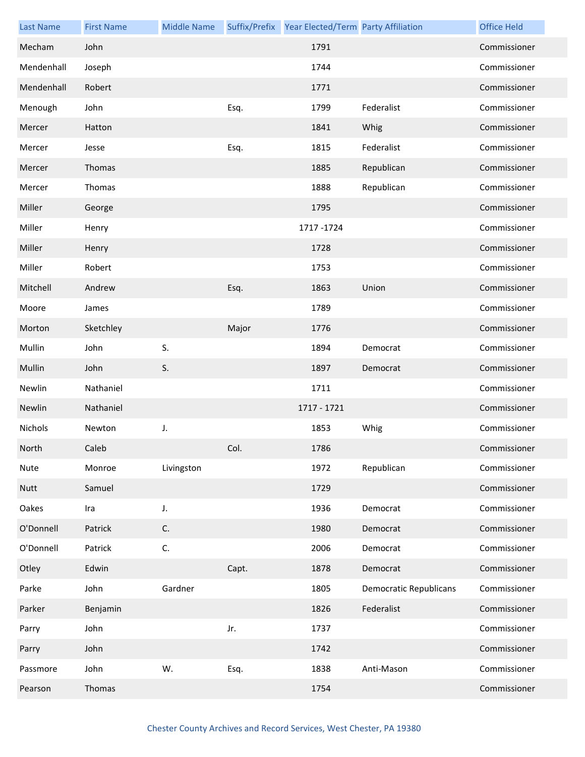| Last Name | First Name | Middle Name | Suffix/Prefix | Year Elected/Term | Party Affiliation | Office Held |
|---|---|---|---|---|---|---|
| Mecham | John | | | 1791 | | Commissioner |
| Mendenhall | Joseph | | | 1744 | | Commissioner |
| Mendenhall | Robert | | | 1771 | | Commissioner |
| Menough | John | | Esq. | 1799 | Federalist | Commissioner |
| Mercer | Hatton | | | 1841 | Whig | Commissioner |
| Mercer | Jesse | | Esq. | 1815 | Federalist | Commissioner |
| Mercer | Thomas | | | 1885 | Republican | Commissioner |
| Mercer | Thomas | | | 1888 | Republican | Commissioner |
| Miller | George | | | 1795 | | Commissioner |
| Miller | Henry | | | 1717 -1724 | | Commissioner |
| Miller | Henry | | | 1728 | | Commissioner |
| Miller | Robert | | | 1753 | | Commissioner |
| Mitchell | Andrew | | Esq. | 1863 | Union | Commissioner |
| Moore | James | | | 1789 | | Commissioner |
| Morton | Sketchley | | Major | 1776 | | Commissioner |
| Mullin | John | S. | | 1894 | Democrat | Commissioner |
| Mullin | John | S. | | 1897 | Democrat | Commissioner |
| Newlin | Nathaniel | | | 1711 | | Commissioner |
| Newlin | Nathaniel | | | 1717 - 1721 | | Commissioner |
| Nichols | Newton | J. | | 1853 | Whig | Commissioner |
| North | Caleb | | Col. | 1786 | | Commissioner |
| Nute | Monroe | Livingston | | 1972 | Republican | Commissioner |
| Nutt | Samuel | | | 1729 | | Commissioner |
| Oakes | Ira | J. | | 1936 | Democrat | Commissioner |
| O'Donnell | Patrick | C. | | 1980 | Democrat | Commissioner |
| O'Donnell | Patrick | C. | | 2006 | Democrat | Commissioner |
| Otley | Edwin | | Capt. | 1878 | Democrat | Commissioner |
| Parke | John | Gardner | | 1805 | Democratic Republicans | Commissioner |
| Parker | Benjamin | | | 1826 | Federalist | Commissioner |
| Parry | John | | Jr. | 1737 | | Commissioner |
| Parry | John | | | 1742 | | Commissioner |
| Passmore | John | W. | Esq. | 1838 | Anti-Mason | Commissioner |
| Pearson | Thomas | | | 1754 | | Commissioner |

Chester County Archives and Record Services, West Chester, PA 19380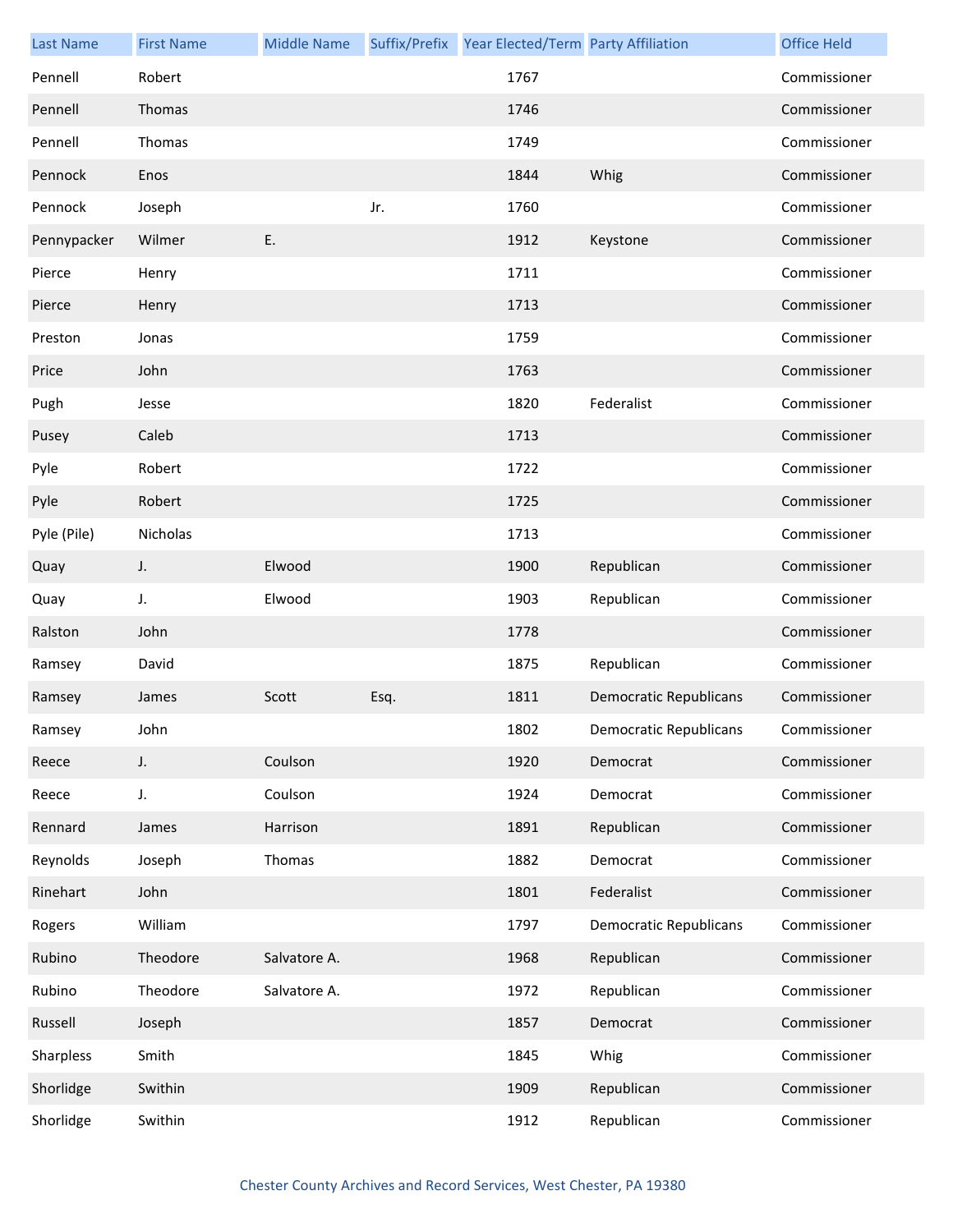| Last Name | First Name | Middle Name | Suffix/Prefix | Year Elected/Term | Party Affiliation | Office Held |
|---|---|---|---|---|---|---|
| Pennell | Robert | | | 1767 | | Commissioner |
| Pennell | Thomas | | | 1746 | | Commissioner |
| Pennell | Thomas | | | 1749 | | Commissioner |
| Pennock | Enos | | | 1844 | Whig | Commissioner |
| Pennock | Joseph | | Jr. | 1760 | | Commissioner |
| Pennypacker | Wilmer | E. | | 1912 | Keystone | Commissioner |
| Pierce | Henry | | | 1711 | | Commissioner |
| Pierce | Henry | | | 1713 | | Commissioner |
| Preston | Jonas | | | 1759 | | Commissioner |
| Price | John | | | 1763 | | Commissioner |
| Pugh | Jesse | | | 1820 | Federalist | Commissioner |
| Pusey | Caleb | | | 1713 | | Commissioner |
| Pyle | Robert | | | 1722 | | Commissioner |
| Pyle | Robert | | | 1725 | | Commissioner |
| Pyle (Pile) | Nicholas | | | 1713 | | Commissioner |
| Quay | J. | Elwood | | 1900 | Republican | Commissioner |
| Quay | J. | Elwood | | 1903 | Republican | Commissioner |
| Ralston | John | | | 1778 | | Commissioner |
| Ramsey | David | | | 1875 | Republican | Commissioner |
| Ramsey | James | Scott | Esq. | 1811 | Democratic Republicans | Commissioner |
| Ramsey | John | | | 1802 | Democratic Republicans | Commissioner |
| Reece | J. | Coulson | | 1920 | Democrat | Commissioner |
| Reece | J. | Coulson | | 1924 | Democrat | Commissioner |
| Rennard | James | Harrison | | 1891 | Republican | Commissioner |
| Reynolds | Joseph | Thomas | | 1882 | Democrat | Commissioner |
| Rinehart | John | | | 1801 | Federalist | Commissioner |
| Rogers | William | | | 1797 | Democratic Republicans | Commissioner |
| Rubino | Theodore | Salvatore A. | | 1968 | Republican | Commissioner |
| Rubino | Theodore | Salvatore A. | | 1972 | Republican | Commissioner |
| Russell | Joseph | | | 1857 | Democrat | Commissioner |
| Sharpless | Smith | | | 1845 | Whig | Commissioner |
| Shorlidge | Swithin | | | 1909 | Republican | Commissioner |
| Shorlidge | Swithin | | | 1912 | Republican | Commissioner |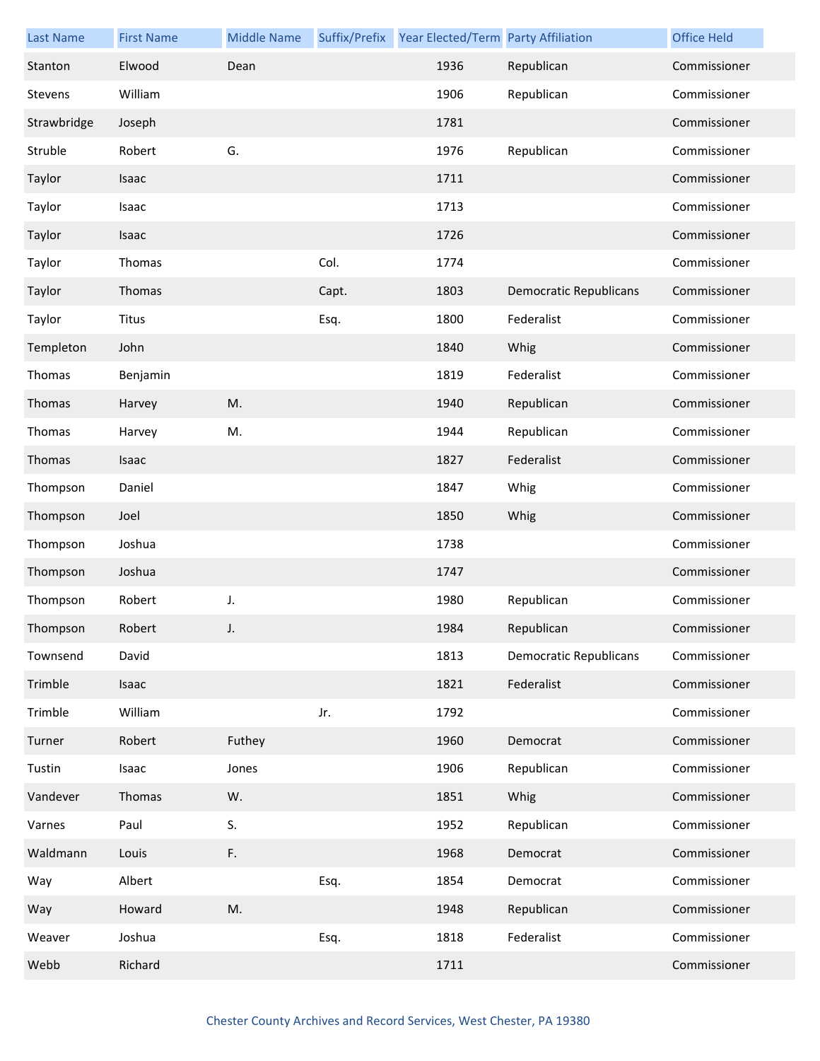| Last Name | First Name | Middle Name | Suffix/Prefix | Year Elected/Term | Party Affiliation | Office Held |
|---|---|---|---|---|---|---|
| Stanton | Elwood | Dean | | 1936 | Republican | Commissioner |
| Stevens | William | | | 1906 | Republican | Commissioner |
| Strawbridge | Joseph | | | 1781 | | Commissioner |
| Struble | Robert | G. | | 1976 | Republican | Commissioner |
| Taylor | Isaac | | | 1711 | | Commissioner |
| Taylor | Isaac | | | 1713 | | Commissioner |
| Taylor | Isaac | | | 1726 | | Commissioner |
| Taylor | Thomas | | Col. | 1774 | | Commissioner |
| Taylor | Thomas | | Capt. | 1803 | Democratic Republicans | Commissioner |
| Taylor | Titus | | Esq. | 1800 | Federalist | Commissioner |
| Templeton | John | | | 1840 | Whig | Commissioner |
| Thomas | Benjamin | | | 1819 | Federalist | Commissioner |
| Thomas | Harvey | M. | | 1940 | Republican | Commissioner |
| Thomas | Harvey | M. | | 1944 | Republican | Commissioner |
| Thomas | Isaac | | | 1827 | Federalist | Commissioner |
| Thompson | Daniel | | | 1847 | Whig | Commissioner |
| Thompson | Joel | | | 1850 | Whig | Commissioner |
| Thompson | Joshua | | | 1738 | | Commissioner |
| Thompson | Joshua | | | 1747 | | Commissioner |
| Thompson | Robert | J. | | 1980 | Republican | Commissioner |
| Thompson | Robert | J. | | 1984 | Republican | Commissioner |
| Townsend | David | | | 1813 | Democratic Republicans | Commissioner |
| Trimble | Isaac | | | 1821 | Federalist | Commissioner |
| Trimble | William | | Jr. | 1792 | | Commissioner |
| Turner | Robert | Futhey | | 1960 | Democrat | Commissioner |
| Tustin | Isaac | Jones | | 1906 | Republican | Commissioner |
| Vandever | Thomas | W. | | 1851 | Whig | Commissioner |
| Varnes | Paul | S. | | 1952 | Republican | Commissioner |
| Waldmann | Louis | F. | | 1968 | Democrat | Commissioner |
| Way | Albert | | Esq. | 1854 | Democrat | Commissioner |
| Way | Howard | M. | | 1948 | Republican | Commissioner |
| Weaver | Joshua | | Esq. | 1818 | Federalist | Commissioner |
| Webb | Richard | | | 1711 | | Commissioner |

Chester County Archives and Record Services, West Chester, PA 19380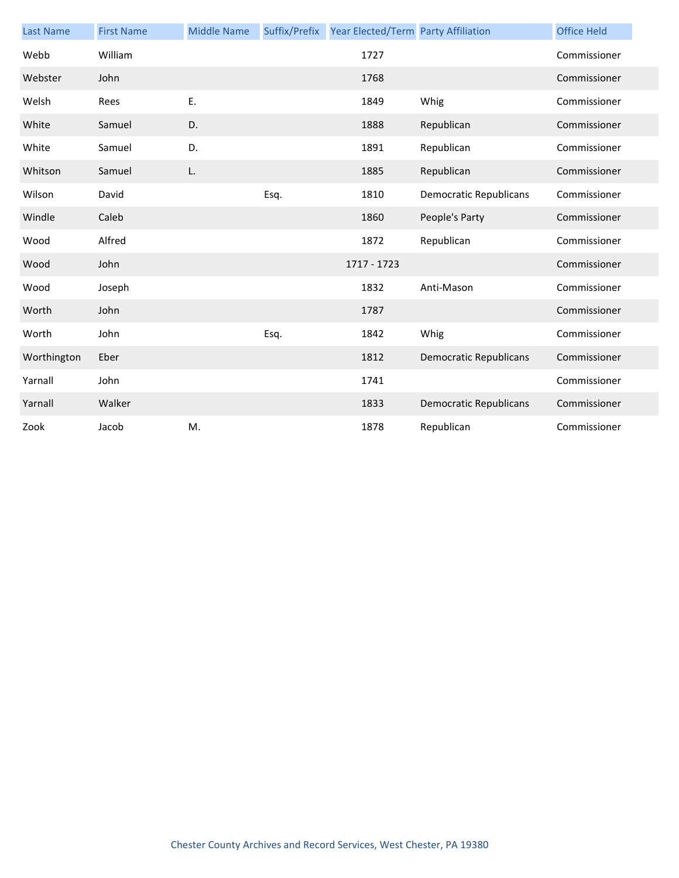| Last Name | First Name | Middle Name | Suffix/Prefix | Year Elected/Term | Party Affiliation | Office Held |
|---|---|---|---|---|---|---|
| Webb | William | | | 1727 | | Commissioner |
| Webster | John | | | 1768 | | Commissioner |
| Welsh | Rees | E. | | 1849 | Whig | Commissioner |
| White | Samuel | D. | | 1888 | Republican | Commissioner |
| White | Samuel | D. | | 1891 | Republican | Commissioner |
| Whitson | Samuel | L. | | 1885 | Republican | Commissioner |
| Wilson | David | | Esq. | 1810 | Democratic Republicans | Commissioner |
| Windle | Caleb | | | 1860 | People's Party | Commissioner |
| Wood | Alfred | | | 1872 | Republican | Commissioner |
| Wood | John | | | 1717 - 1723 | | Commissioner |
| Wood | Joseph | | | 1832 | Anti-Mason | Commissioner |
| Worth | John | | | 1787 | | Commissioner |
| Worth | John | | Esq. | 1842 | Whig | Commissioner |
| Worthington | Eber | | | 1812 | Democratic Republicans | Commissioner |
| Yarnall | John | | | 1741 | | Commissioner |
| Yarnall | Walker | | | 1833 | Democratic Republicans | Commissioner |
| Zook | Jacob | M. | | 1878 | Republican | Commissioner |